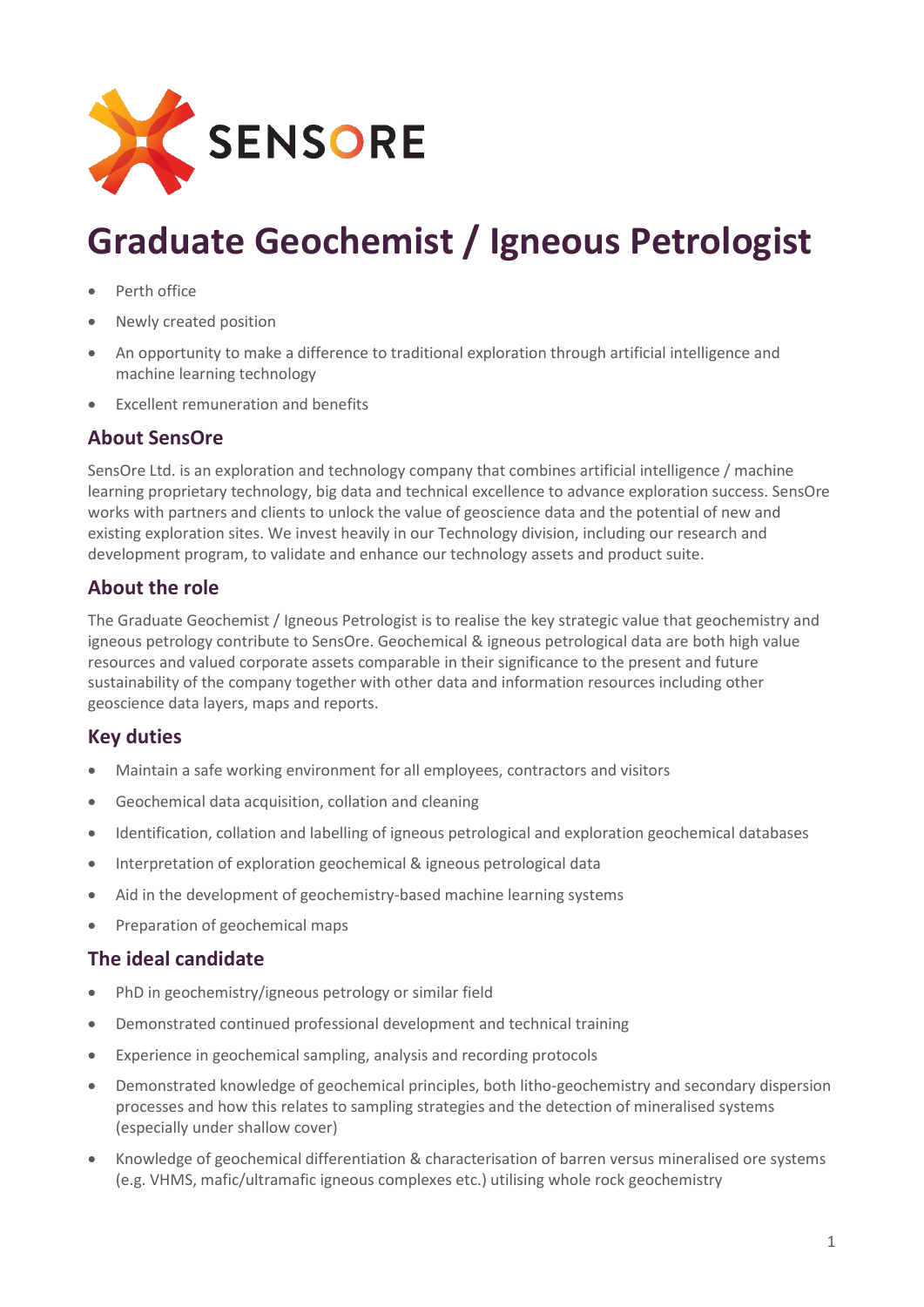SENSORE

# Graduate Geochemist / Igneous Petrologist

- Perth office
- Newly created position
- An opportunity to make a difference to traditional exploration through artificial intelligence and machine learning technology
- Excellent remuneration and benefits

## About SensOre

SensOre Ltd. is an exploration and technology company that combines artificial intelligence / machine learning proprietary technology, big data and technical excellence to advance exploration success. SensOre works with partners and clients to unlock the value of geoscience data and the potential of new and existing exploration sites. We invest heavily in our Technology division, including our research and development program, to validate and enhance our technology assets and product suite.

## About the role

The Graduate Geochemist / Igneous Petrologist is to realise the key strategic value that geochemistry and igneous petrology contribute to SensOre. Geochemical & igneous petrological data are both high value resources and valued corporate assets comparable in their significance to the present and future sustainability of the company together with other data and information resources including other geoscience data layers, maps and reports.

## Key duties

- Maintain a safe working environment for all employees, contractors and visitors
- Geochemical data acquisition, collation and cleaning
- Identification, collation and labelling of igneous petrological and exploration geochemical databases
- Interpretation of exploration geochemical & igneous petrological data
- Aid in the development of geochemistry-based machine learning systems
- Preparation of geochemical maps

## The ideal candidate

- PhD in geochemistry/igneous petrology or similar field
- Demonstrated continued professional development and technical training
- Experience in geochemical sampling, analysis and recording protocols
- Demonstrated knowledge of geochemical principles, both litho-geochemistry and secondary dispersion processes and how this relates to sampling strategies and the detection of mineralised systems (especially under shallow cover)
- Knowledge of geochemical differentiation & characterisation of barren versus mineralised ore systems (e.g. VHMS, mafic/ultramafic igneous complexes etc.) utilising whole rock geochemistry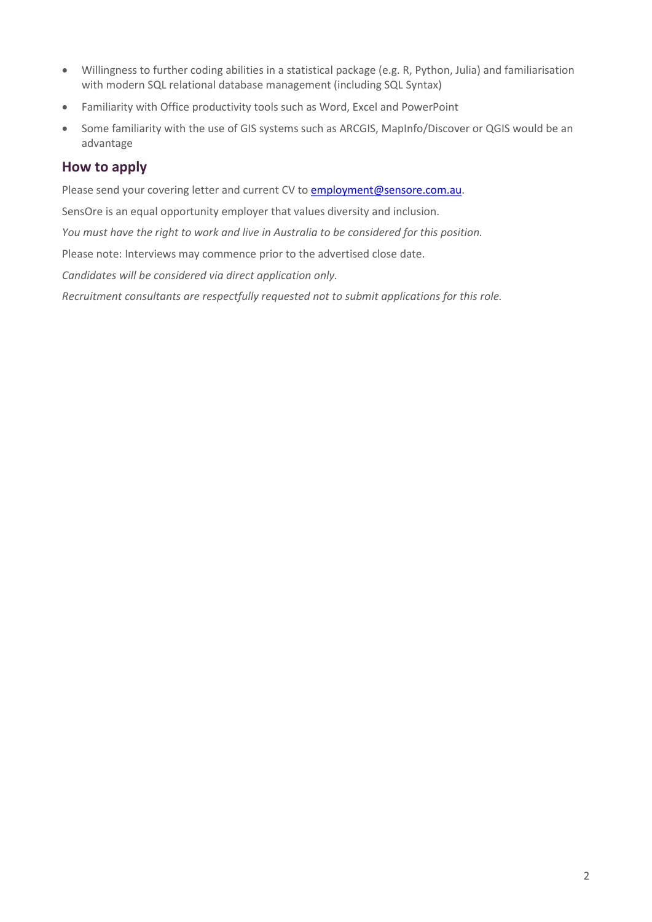- Willingness to further coding abilities in a statistical package (e.g. R, Python, Julia) and familiarisation with modern SQL relational database management (including SQL Syntax)
- Familiarity with Office productivity tools such as Word, Excel and PowerPoint
- Some familiarity with the use of GIS systems such as ARCGIS, MapInfo/Discover or QGIS would be an advantage

## How to apply

Please send your covering letter and current CV to [employment@sensore.com.au](mailto:employment@sensore.com.au).

SensOre is an equal opportunity employer that values diversity and inclusion.

*You must have the right to work and live in Australia to be considered for this position.*

Please note: Interviews may commence prior to the advertised close date.

*Candidates will be considered via direct application only.*

*Recruitment consultants are respectfully requested not to submit applications for this role.*